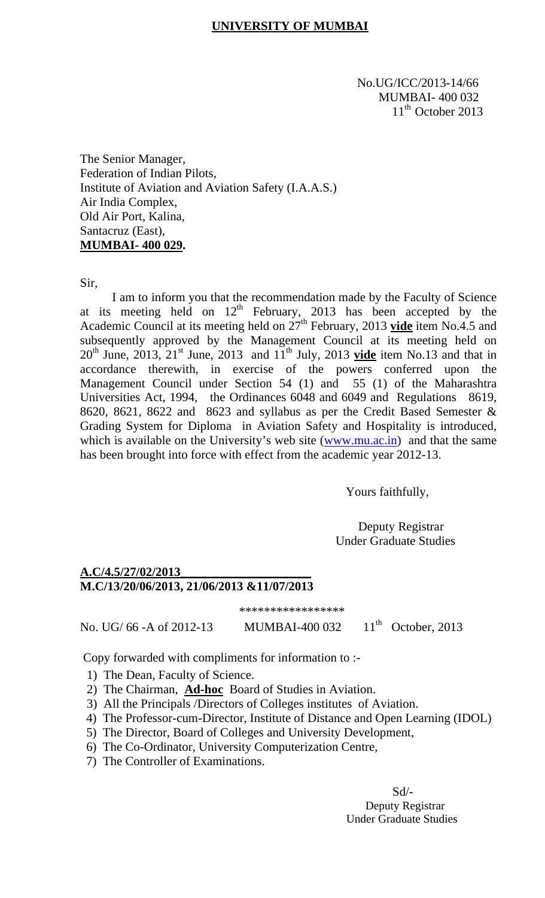# UNIVERSITY OF MUMBAI

No.UG/ICC/2013-14/66
MUMBAI- 400 032
11th October 2013

The Senior Manager,
Federation of Indian Pilots,
Institute of Aviation and Aviation Safety (I.A.A.S.)
Air India Complex,
Old Air Port, Kalina,
Santacruz (East),
**MUMBAI- 400 029.**

Sir,

I am to inform you that the recommendation made by the Faculty of Science at its meeting held on 12th February, 2013 has been accepted by the Academic Council at its meeting held on 27th February, 2013 **vide** item No.4.5 and subsequently approved by the Management Council at its meeting held on 20th June, 2013, 21st June, 2013 and 11th July, 2013 **vide** item No.13 and that in accordance therewith, in exercise of the powers conferred upon the Management Council under Section 54 (1) and 55 (1) of the Maharashtra Universities Act, 1994, the Ordinances 6048 and 6049 and Regulations 8619, 8620, 8621, 8622 and 8623 and syllabus as per the Credit Based Semester & Grading System for Diploma in Aviation Safety and Hospitality is introduced, which is available on the University's web site (www.mu.ac.in) and that the same has been brought into force with effect from the academic year 2012-13.

Yours faithfully,

Deputy Registrar
Under Graduate Studies

**A.C/4.5/27/02/2013**
**M.C/13/20/06/2013, 21/06/2013 &11/07/2013**

\*\*\*\*\*\*\*\*\*\*\*\*\*\*\*\*\*

No. UG/ 66 -A of 2012-13 MUMBAI-400 032 11th October, 2013

Copy forwarded with compliments for information to :-

1) The Dean, Faculty of Science.
2) The Chairman, **Ad-hoc** Board of Studies in Aviation.
3) All the Principals /Directors of Colleges institutes of Aviation.
4) The Professor-cum-Director, Institute of Distance and Open Learning (IDOL)
5) The Director, Board of Colleges and University Development,
6) The Co-Ordinator, University Computerization Centre,
7) The Controller of Examinations.

Sd/-
Deputy Registrar
Under Graduate Studies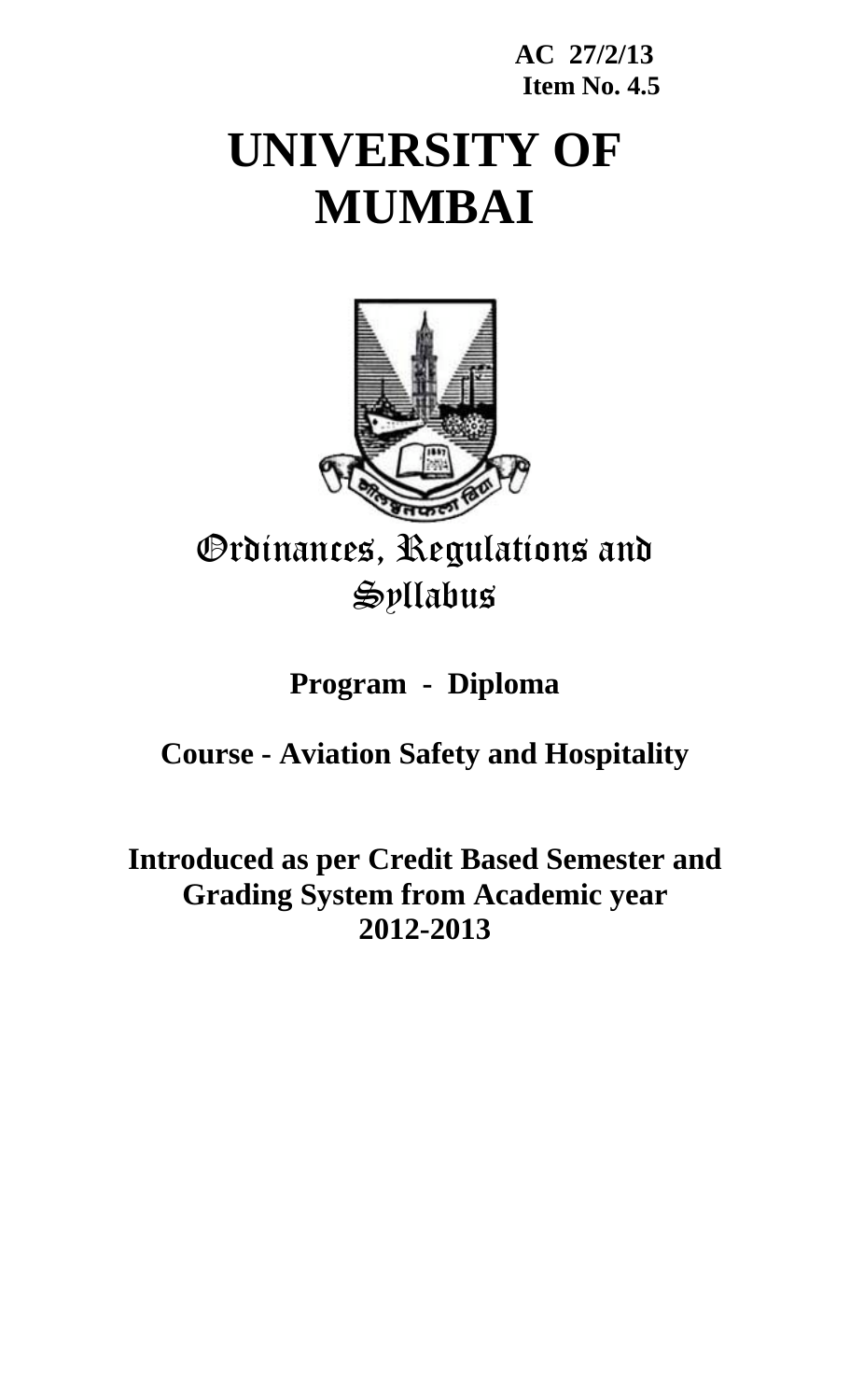**AC 27/2/13**
**Item No. 4.5**

# UNIVERSITY OF MUMBAI

## Ordinances, Regulations and Syllabus

**Program - Diploma**

**Course - Aviation Safety and Hospitality**

**Introduced as per Credit Based Semester and Grading System from Academic year 2012-2013**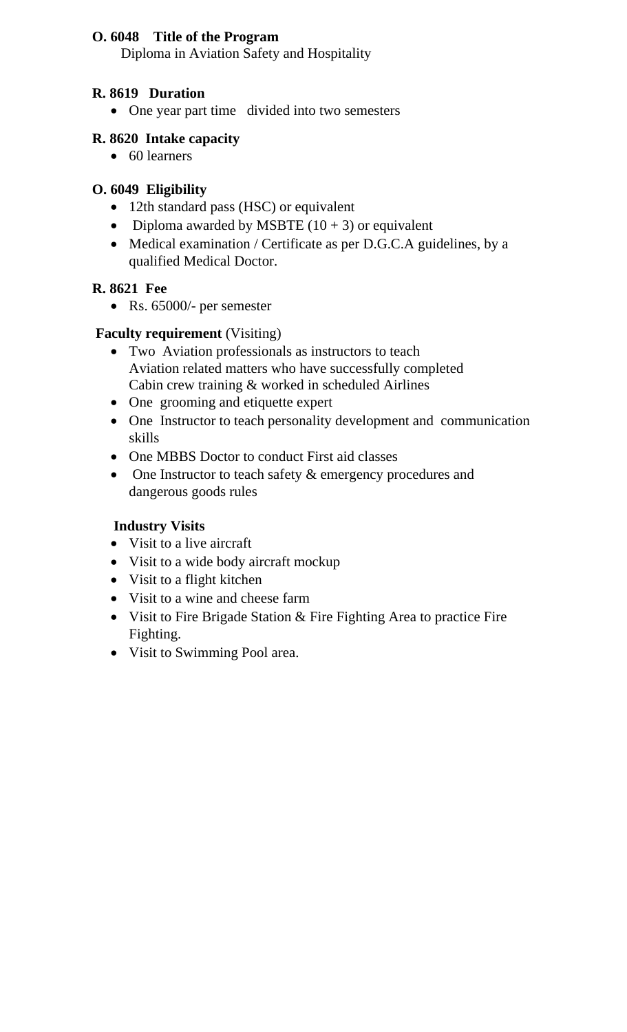**O. 6048 Title of the Program**

Diploma in Aviation Safety and Hospitality

**R. 8619 Duration**

- One year part time divided into two semesters

**R. 8620 Intake capacity**

- 60 learners

**O. 6049 Eligibility**

- 12th standard pass (HSC) or equivalent
- Diploma awarded by MSBTE (10 + 3) or equivalent
- Medical examination / Certificate as per D.G.C.A guidelines, by a qualified Medical Doctor.

**R. 8621 Fee**

- Rs. 65000/- per semester

**Faculty requirement** (Visiting)

- Two Aviation professionals as instructors to teach Aviation related matters who have successfully completed Cabin crew training & worked in scheduled Airlines
- One grooming and etiquette expert
- One Instructor to teach personality development and communication skills
- One MBBS Doctor to conduct First aid classes
- One Instructor to teach safety & emergency procedures and dangerous goods rules

**Industry Visits**

- Visit to a live aircraft
- Visit to a wide body aircraft mockup
- Visit to a flight kitchen
- Visit to a wine and cheese farm
- Visit to Fire Brigade Station & Fire Fighting Area to practice Fire Fighting.
- Visit to Swimming Pool area.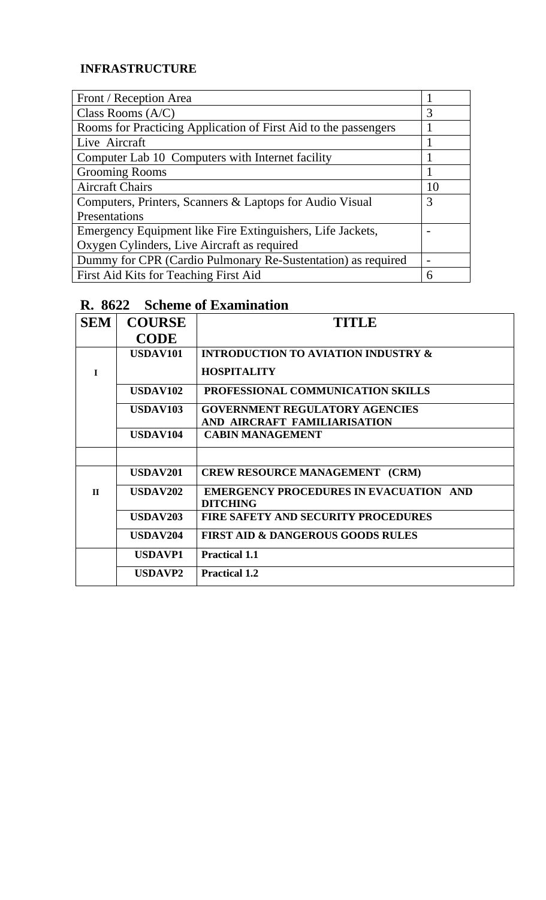## INFRASTRUCTURE

| | |
|---|---|
| Front / Reception Area | 1 |
| Class Rooms (A/C) | 3 |
| Rooms for Practicing Application of First Aid to the passengers | 1 |
| Live Aircraft | 1 |
| Computer Lab 10 Computers with Internet facility | 1 |
| Grooming Rooms | 1 |
| Aircraft Chairs | 10 |
| Computers, Printers, Scanners & Laptops for Audio Visual Presentations | 3 |
| Emergency Equipment like Fire Extinguishers, Life Jackets, Oxygen Cylinders, Live Aircraft as required | - |
| Dummy for CPR (Cardio Pulmonary Re-Sustentation) as required | - |
| First Aid Kits for Teaching First Aid | 6 |

## R. 8622 Scheme of Examination

| SEM | COURSE CODE | TITLE |
|---|---|---|
| I | USDAV101 | INTRODUCTION TO AVIATION INDUSTRY & HOSPITALITY |
| | USDAV102 | PROFESSIONAL COMMUNICATION SKILLS |
| | USDAV103 | GOVERNMENT REGULATORY AGENCIES AND AIRCRAFT FAMILIARISATION |
| | USDAV104 | CABIN MANAGEMENT |
| | | |
| II | USDAV201 | CREW RESOURCE MANAGEMENT (CRM) |
| | USDAV202 | EMERGENCY PROCEDURES IN EVACUATION AND DITCHING |
| | USDAV203 | FIRE SAFETY AND SECURITY PROCEDURES |
| | USDAV204 | FIRST AID & DANGEROUS GOODS RULES |
| | USDAVP1 | Practical 1.1 |
| | USDAVP2 | Practical 1.2 |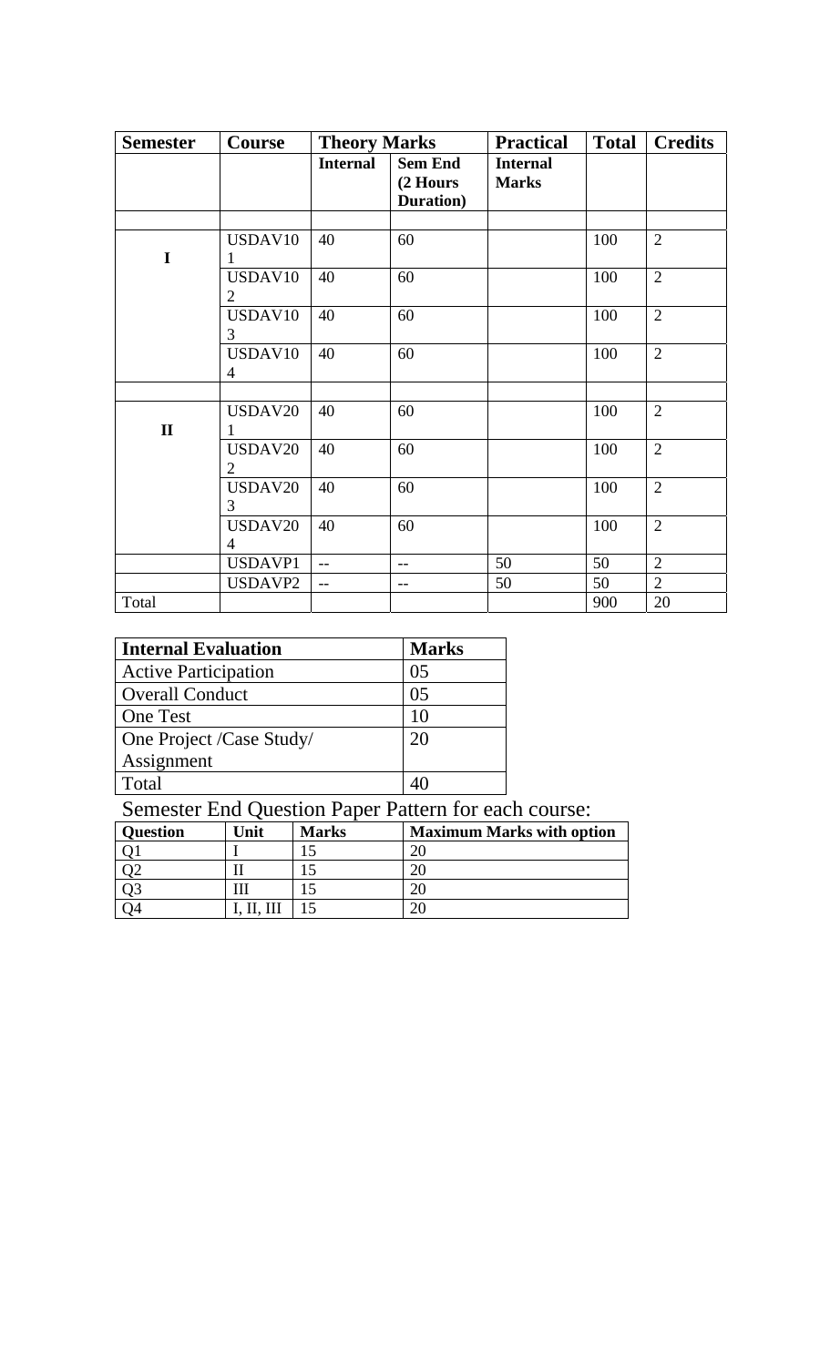| Semester | Course | Theory Marks | | Practical | Total | Credits |
|---|---|---|---|---|---|---|
| | | **Internal** | **Sem End (2 Hours Duration)** | **Internal Marks** | | |
| | | | | | | |
| **I** | USDAV101 | 40 | 60 | | 100 | 2 |
| | USDAV102 | 40 | 60 | | 100 | 2 |
| | USDAV103 | 40 | 60 | | 100 | 2 |
| | USDAV104 | 40 | 60 | | 100 | 2 |
| | | | | | | |
| **II** | USDAV201 | 40 | 60 | | 100 | 2 |
| | USDAV202 | 40 | 60 | | 100 | 2 |
| | USDAV203 | 40 | 60 | | 100 | 2 |
| | USDAV204 | 40 | 60 | | 100 | 2 |
| | USDAVP1 | -- | -- | 50 | 50 | 2 |
| | USDAVP2 | -- | -- | 50 | 50 | 2 |
| Total | | | | | 900 | 20 |

| Internal Evaluation | Marks |
|---|---|
| Active Participation | 05 |
| Overall Conduct | 05 |
| One Test | 10 |
| One Project /Case Study/ Assignment | 20 |
| Total | 40 |

Semester End Question Paper Pattern for each course:

| Question | Unit | Marks | Maximum Marks with option |
|---|---|---|---|
| Q1 | I | 15 | 20 |
| Q2 | II | 15 | 20 |
| Q3 | III | 15 | 20 |
| Q4 | I, II, III | 15 | 20 |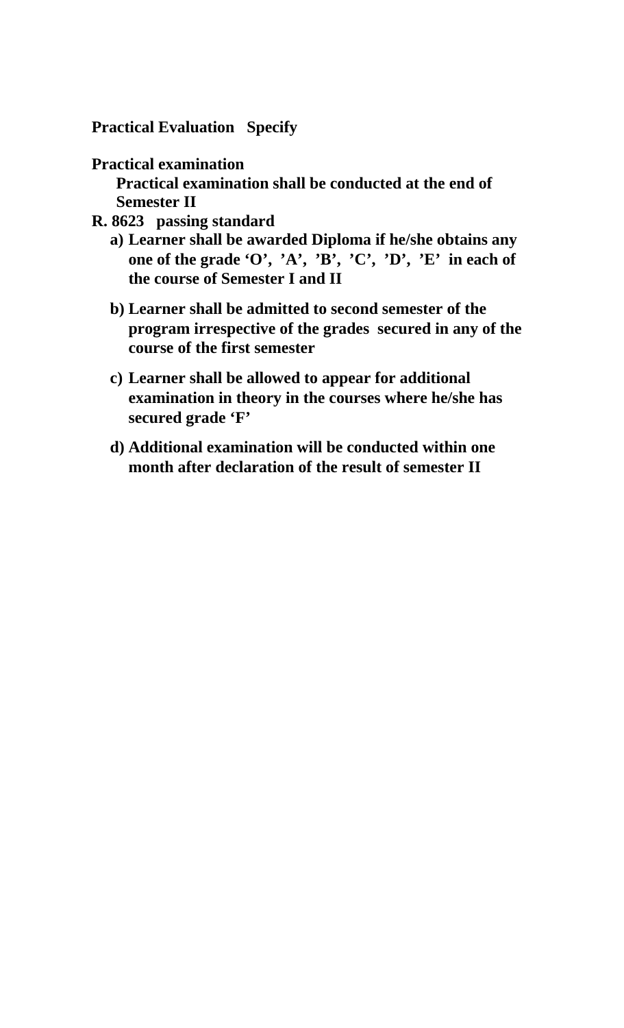**Practical Evaluation   Specify**

**Practical examination**

**Practical examination shall be conducted at the end of Semester II**

**R. 8623   passing standard**

a) **Learner shall be awarded Diploma if he/she obtains any one of the grade 'O', 'A', 'B', 'C', 'D', 'E' in each of the course of Semester I and II**

b) **Learner shall be admitted to second semester of the program irrespective of the grades secured in any of the course of the first semester**

c) **Learner shall be allowed to appear for additional examination in theory in the courses where he/she has secured grade 'F'**

d) **Additional examination will be conducted within one month after declaration of the result of semester II**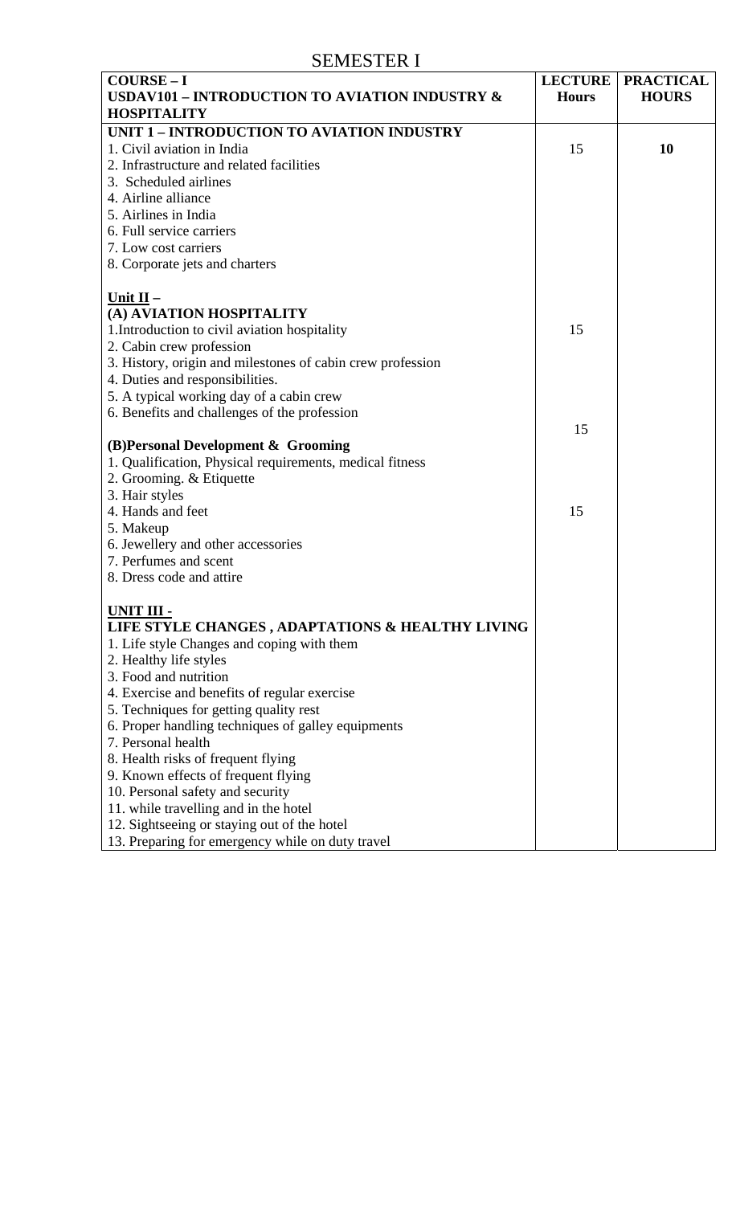# SEMESTER I

| COURSE – I<br>**USDAV101 – INTRODUCTION TO AVIATION INDUSTRY & HOSPITALITY** | LECTURE Hours | PRACTICAL HOURS |
|---|---|---|
| **UNIT 1 – INTRODUCTION TO AVIATION INDUSTRY**<br>1. Civil aviation in India<br>2. Infrastructure and related facilities<br>3. Scheduled airlines<br>4. Airline alliance<br>5. Airlines in India<br>6. Full service carriers<br>7. Low cost carriers<br>8. Corporate jets and charters | 15 | **10** |
| **Unit II –**<br>**(A) AVIATION HOSPITALITY**<br>1.Introduction to civil aviation hospitality<br>2. Cabin crew profession<br>3. History, origin and milestones of cabin crew profession<br>4. Duties and responsibilities.<br>5. A typical working day of a cabin crew<br>6. Benefits and challenges of the profession | 15 | |
| **(B)Personal Development & Grooming**<br>1. Qualification, Physical requirements, medical fitness<br>2. Grooming. & Etiquette<br>3. Hair styles<br>4. Hands and feet<br>5. Makeup<br>6. Jewellery and other accessories<br>7. Perfumes and scent<br>8. Dress code and attire | 15 | |
| **UNIT III -**<br>**LIFE STYLE CHANGES , ADAPTATIONS & HEALTHY LIVING**<br>1. Life style Changes and coping with them<br>2. Healthy life styles<br>3. Food and nutrition<br>4. Exercise and benefits of regular exercise<br>5. Techniques for getting quality rest<br>6. Proper handling techniques of galley equipments<br>7. Personal health<br>8. Health risks of frequent flying<br>9. Known effects of frequent flying<br>10. Personal safety and security<br>11. while travelling and in the hotel<br>12. Sightseeing or staying out of the hotel<br>13. Preparing for emergency while on duty travel | 15 | |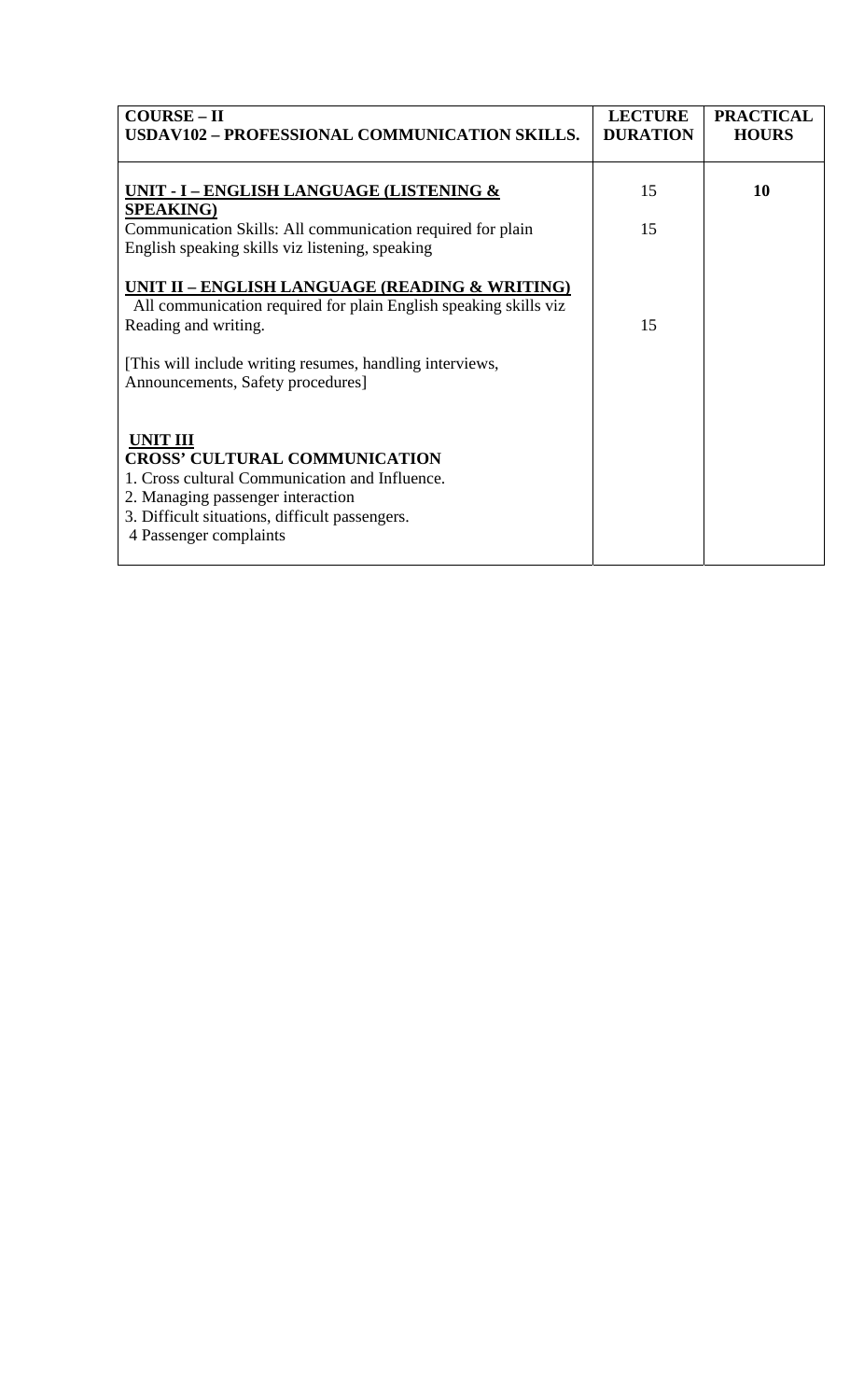| COURSE – II<br>USDAV102 – PROFESSIONAL COMMUNICATION SKILLS. | LECTURE DURATION | PRACTICAL HOURS |
|---|---|---|
| **UNIT - I – ENGLISH LANGUAGE (LISTENING & SPEAKING)** | 15 | **10** |
| Communication Skills: All communication required for plain English speaking skills viz listening, speaking | 15 | |
| **UNIT II – ENGLISH LANGUAGE (READING & WRITING)**<br>All communication required for plain English speaking skills viz Reading and writing.<br><br>[This will include writing resumes, handling interviews, Announcements, Safety procedures] | 15 | |
| **UNIT III**<br>**CROSS' CULTURAL COMMUNICATION**<br>1. Cross cultural Communication and Influence.<br>2. Managing passenger interaction<br>3. Difficult situations, difficult passengers.<br>4 Passenger complaints | | |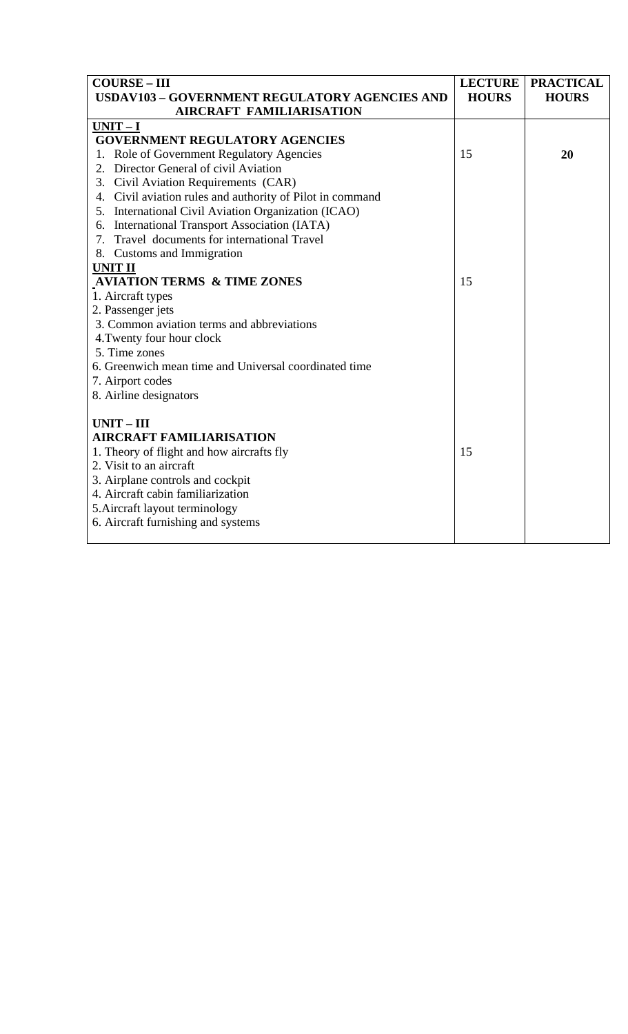| **COURSE – III**<br>**USDAV103 – GOVERNMENT REGULATORY AGENCIES AND AIRCRAFT FAMILIARISATION** | **LECTURE HOURS** | **PRACTICAL HOURS** |
|---|---|---|
| **UNIT – I**<br>**GOVERNMENT REGULATORY AGENCIES**<br>1. Role of Government Regulatory Agencies<br>2. Director General of civil Aviation<br>3. Civil Aviation Requirements (CAR)<br>4. Civil aviation rules and authority of Pilot in command<br>5. International Civil Aviation Organization (ICAO)<br>6. International Transport Association (IATA)<br>7. Travel documents for international Travel<br>8. Customs and Immigration | 15 | **20** |
| **UNIT II**<br>**AVIATION TERMS & TIME ZONES**<br>1. Aircraft types<br>2. Passenger jets<br>3. Common aviation terms and abbreviations<br>4. Twenty four hour clock<br>5. Time zones<br>6. Greenwich mean time and Universal coordinated time<br>7. Airport codes<br>8. Airline designators | 15 | |
| **UNIT – III**<br>**AIRCRAFT FAMILIARISATION**<br>1. Theory of flight and how aircrafts fly<br>2. Visit to an aircraft<br>3. Airplane controls and cockpit<br>4. Aircraft cabin familiarization<br>5. Aircraft layout terminology<br>6. Aircraft furnishing and systems | 15 | |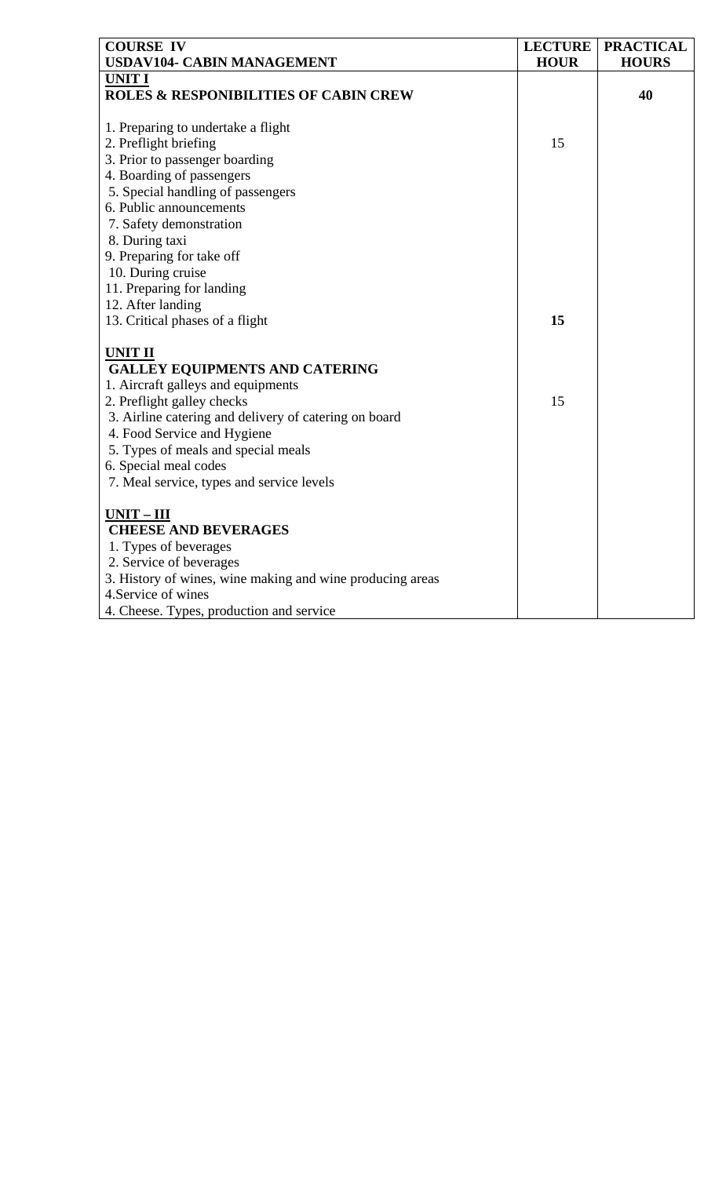| COURSE IV<br>USDAV104- CABIN MANAGEMENT | LECTURE HOUR | PRACTICAL HOURS |
|---|---|---|
| **UNIT I**<br>**ROLES & RESPONIBILITIES OF CABIN CREW**<br><br>1. Preparing to undertake a flight<br>2. Preflight briefing<br>3. Prior to passenger boarding<br>4. Boarding of passengers<br>5. Special handling of passengers<br>6. Public announcements<br>7. Safety demonstration<br>8. During taxi<br>9. Preparing for take off<br>10. During cruise<br>11. Preparing for landing<br>12. After landing<br>13. Critical phases of a flight | 15<br><br>**15** | **40** |
| **UNIT II**<br>**GALLEY EQUIPMENTS AND CATERING**<br>1. Aircraft galleys and equipments<br>2. Preflight galley checks<br>3. Airline catering and delivery of catering on board<br>4. Food Service and Hygiene<br>5. Types of meals and special meals<br>6. Special meal codes<br>7. Meal service, types and service levels | 15 | |
| **UNIT – III**<br>**CHEESE AND BEVERAGES**<br>1. Types of beverages<br>2. Service of beverages<br>3. History of wines, wine making and wine producing areas<br>4.Service of wines<br>4. Cheese. Types, production and service | | |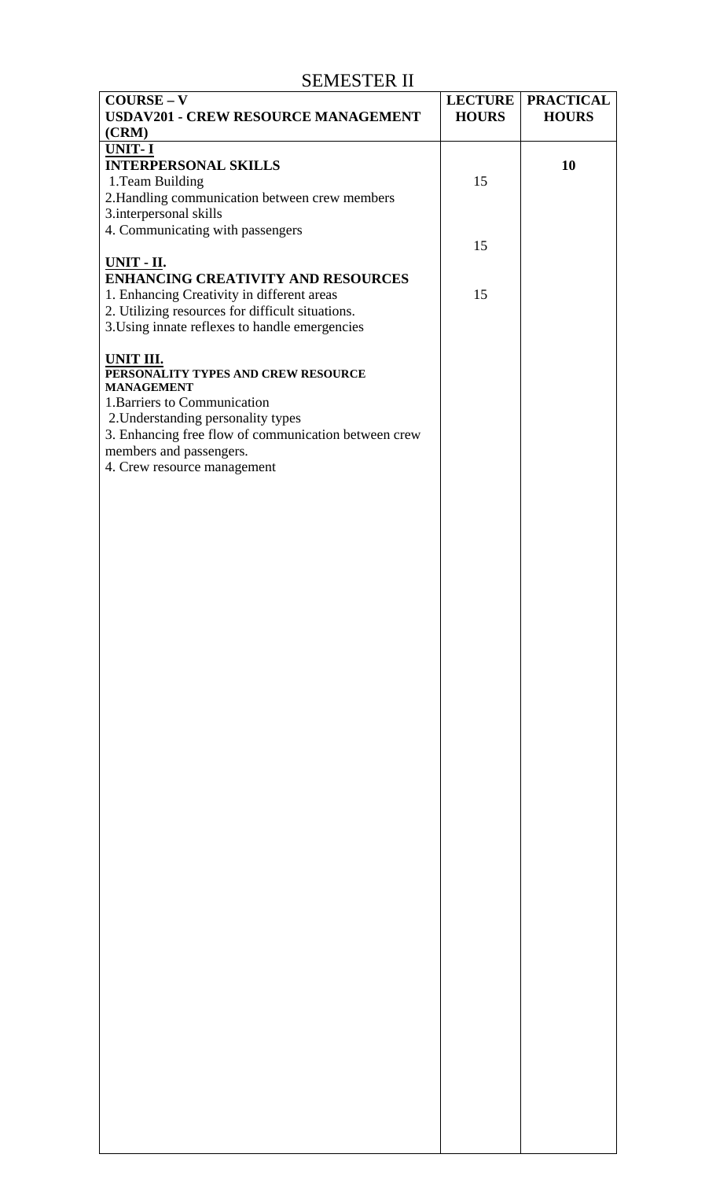# SEMESTER II

| COURSE – V<br>**USDAV201 - CREW RESOURCE MANAGEMENT (CRM)** | LECTURE HOURS | PRACTICAL HOURS |
|---|---|---|
| **UNIT- I**<br>**INTERPERSONAL SKILLS**<br>1.Team Building<br>2.Handling communication between crew members<br>3.interpersonal skills<br>4. Communicating with passengers | 15 | **10** |
| **UNIT - II.**<br>**ENHANCING CREATIVITY AND RESOURCES**<br>1. Enhancing Creativity in different areas<br>2. Utilizing resources for difficult situations.<br>3.Using innate reflexes to handle emergencies | 15 | |
| **UNIT III.**<br>**PERSONALITY TYPES AND CREW RESOURCE MANAGEMENT**<br>1.Barriers to Communication<br>2.Understanding personality types<br>3. Enhancing free flow of communication between crew members and passengers.<br>4. Crew resource management | 15 | |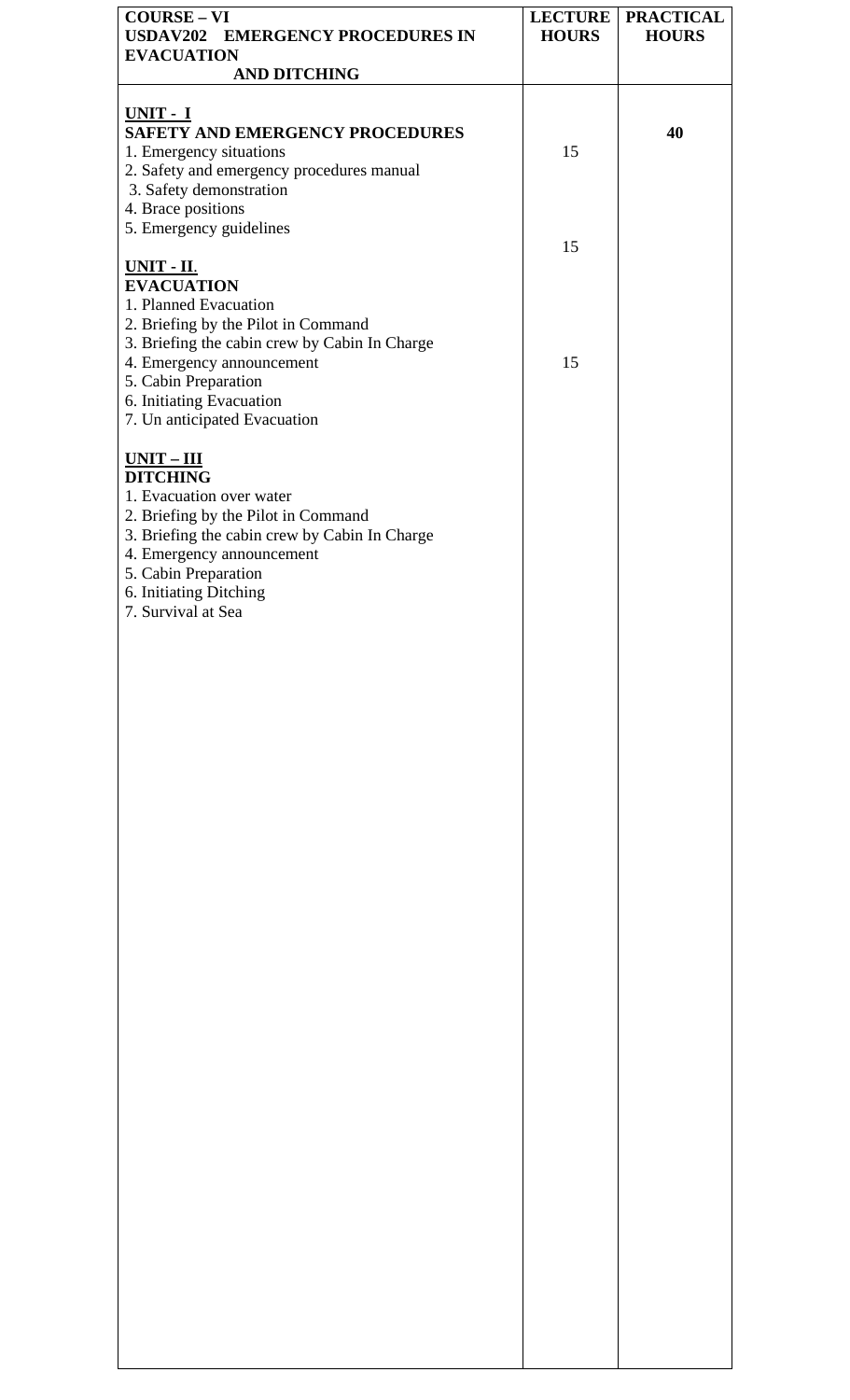| COURSE – VI<br>**USDAV202 EMERGENCY PROCEDURES IN EVACUATION AND DITCHING** | LECTURE HOURS | PRACTICAL HOURS |
|---|---|---|
| **UNIT - I**<br>**SAFETY AND EMERGENCY PROCEDURES**<br>1. Emergency situations<br>2. Safety and emergency procedures manual<br>3. Safety demonstration<br>4. Brace positions<br>5. Emergency guidelines | 15 | 40 |
| **UNIT - II.**<br>**EVACUATION**<br>1. Planned Evacuation<br>2. Briefing by the Pilot in Command<br>3. Briefing the cabin crew by Cabin In Charge<br>4. Emergency announcement<br>5. Cabin Preparation<br>6. Initiating Evacuation<br>7. Un anticipated Evacuation | 15 | |
| **UNIT – III**<br>**DITCHING**<br>1. Evacuation over water<br>2. Briefing by the Pilot in Command<br>3. Briefing the cabin crew by Cabin In Charge<br>4. Emergency announcement<br>5. Cabin Preparation<br>6. Initiating Ditching<br>7. Survival at Sea | 15 | |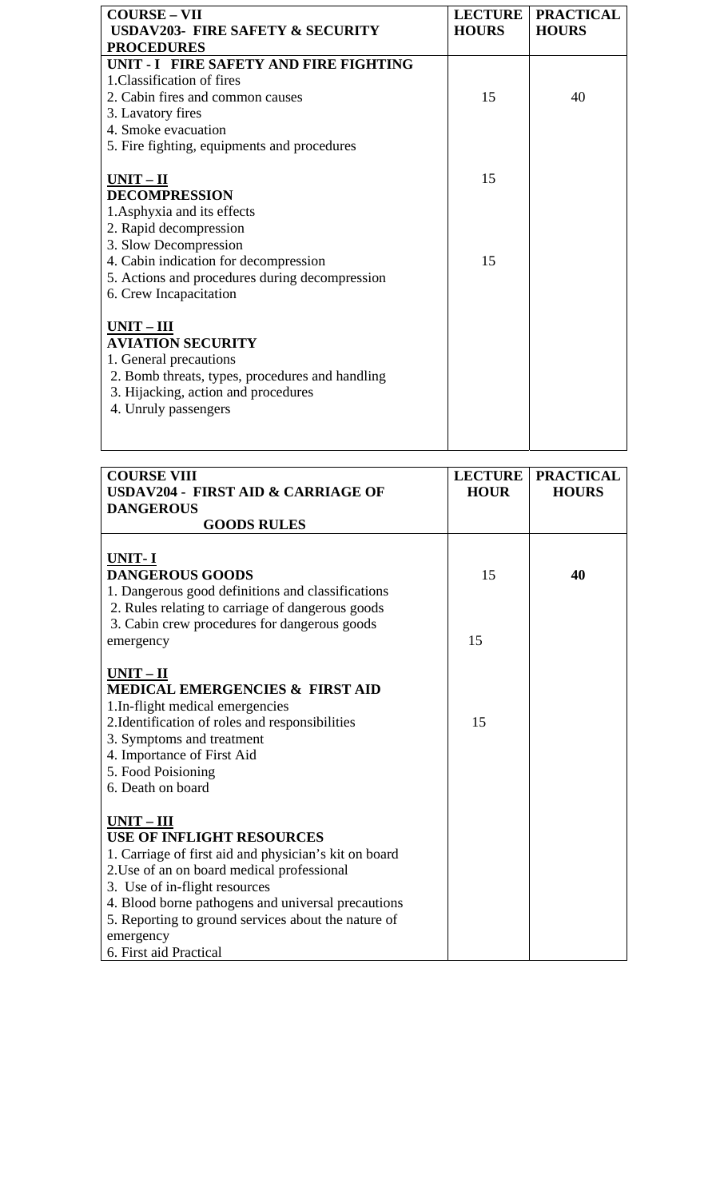| COURSE – VII<br>USDAV203- FIRE SAFETY & SECURITY PROCEDURES | LECTURE HOURS | PRACTICAL HOURS |
|---|---|---|
| **UNIT - I FIRE SAFETY AND FIRE FIGHTING**<br>1.Classification of fires<br>2. Cabin fires and common causes<br>3. Lavatory fires<br>4. Smoke evacuation<br>5. Fire fighting, equipments and procedures | 15 | 40 |
| **UNIT – II**<br>**DECOMPRESSION**<br>1.Asphyxia and its effects<br>2. Rapid decompression<br>3. Slow Decompression<br>4. Cabin indication for decompression<br>5. Actions and procedures during decompression<br>6. Crew Incapacitation | 15<br><br>15 | |
| **UNIT – III**<br>**AVIATION SECURITY**<br>1. General precautions<br>2. Bomb threats, types, procedures and handling<br>3. Hijacking, action and procedures<br>4. Unruly passengers | | |

| COURSE VIII<br>USDAV204 - FIRST AID & CARRIAGE OF DANGEROUS GOODS RULES | LECTURE HOUR | PRACTICAL HOURS |
|---|---|---|
| **UNIT- I**<br>**DANGEROUS GOODS**<br>1. Dangerous good definitions and classifications<br>2. Rules relating to carriage of dangerous goods<br>3. Cabin crew procedures for dangerous goods emergency | 15<br><br>15 | **40** |
| **UNIT – II**<br>**MEDICAL EMERGENCIES & FIRST AID**<br>1.In-flight medical emergencies<br>2.Identification of roles and responsibilities<br>3. Symptoms and treatment<br>4. Importance of First Aid<br>5. Food Poisioning<br>6. Death on board | 15 | |
| **UNIT – III**<br>**USE OF INFLIGHT RESOURCES**<br>1. Carriage of first aid and physician's kit on board<br>2.Use of an on board medical professional<br>3. Use of in-flight resources<br>4. Blood borne pathogens and universal precautions<br>5. Reporting to ground services about the nature of emergency<br>6. First aid Practical | | |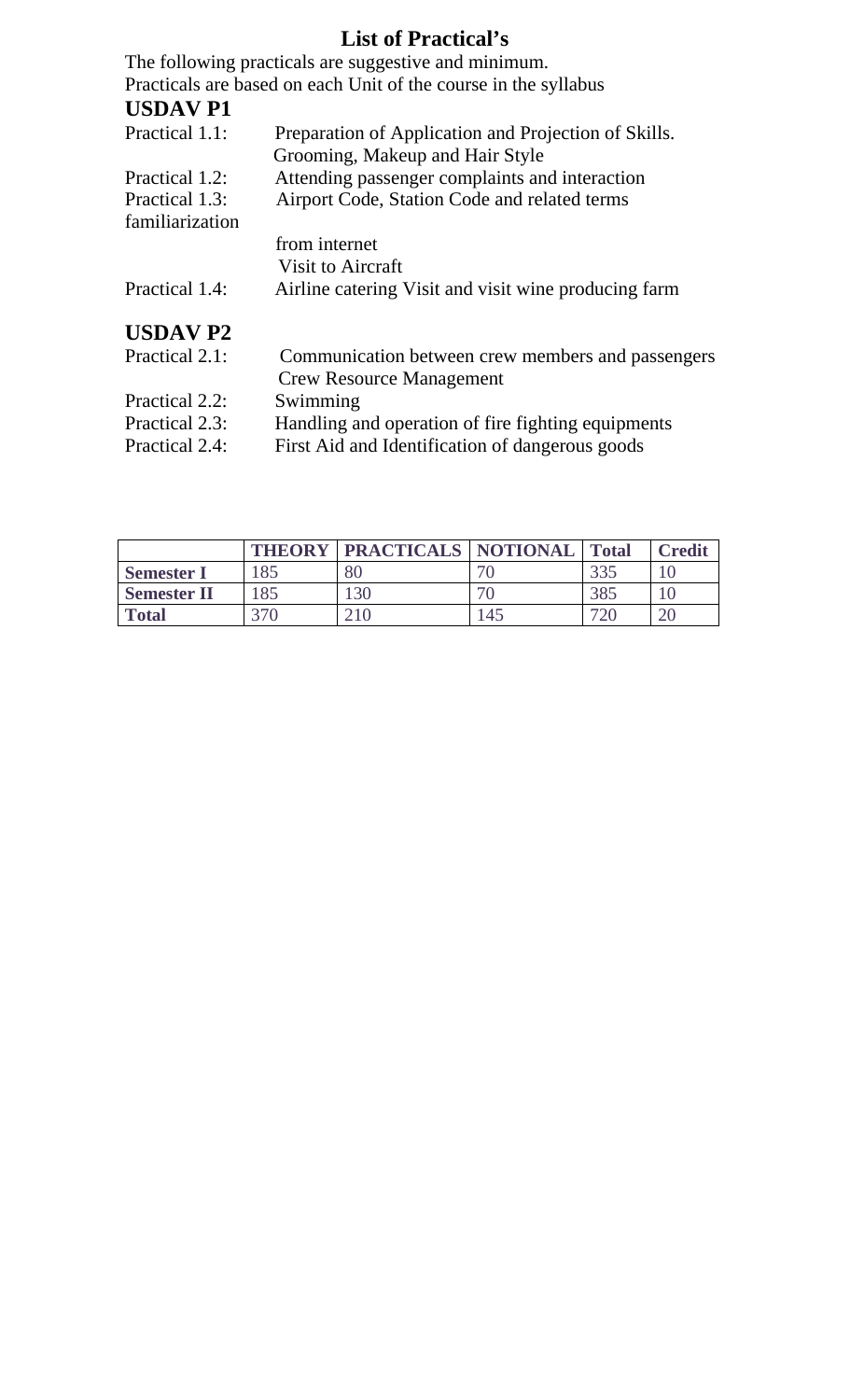# List of Practical's

The following practicals are suggestive and minimum.
Practicals are based on each Unit of the course in the syllabus

## USDAV P1

Practical 1.1: Preparation of Application and Projection of Skills. Grooming, Makeup and Hair Style

Practical 1.2: Attending passenger complaints and interaction

Practical 1.3: Airport Code, Station Code and related terms familiarization from internet
Visit to Aircraft

Practical 1.4: Airline catering Visit and visit wine producing farm

## USDAV P2

Practical 2.1: Communication between crew members and passengers
Crew Resource Management

Practical 2.2: Swimming

Practical 2.3: Handling and operation of fire fighting equipments

Practical 2.4: First Aid and Identification of dangerous goods

| | THEORY | PRACTICALS | NOTIONAL | Total | Credit |
|---|---|---|---|---|---|
| **Semester I** | 185 | 80 | 70 | 335 | 10 |
| **Semester II** | 185 | 130 | 70 | 385 | 10 |
| **Total** | 370 | 210 | 145 | 720 | 20 |